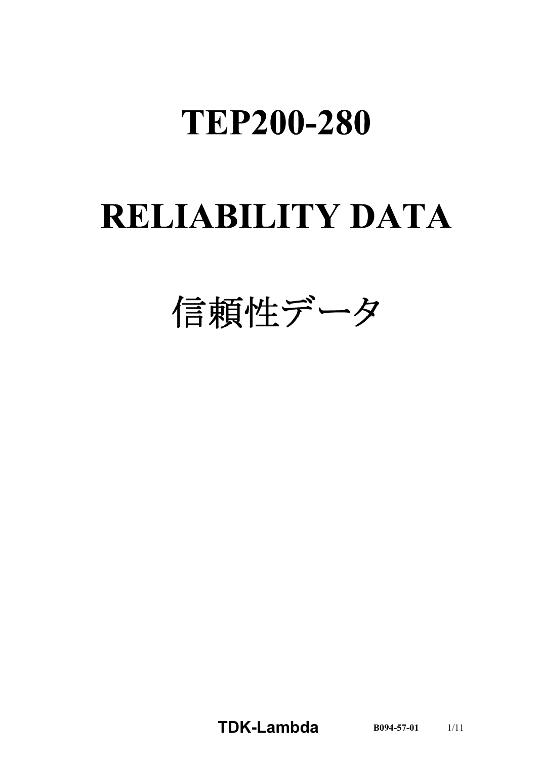# TEP200-280

# RELIABILITY DATA

# 信頼性データ

**TDK-Lambda** B094-57-01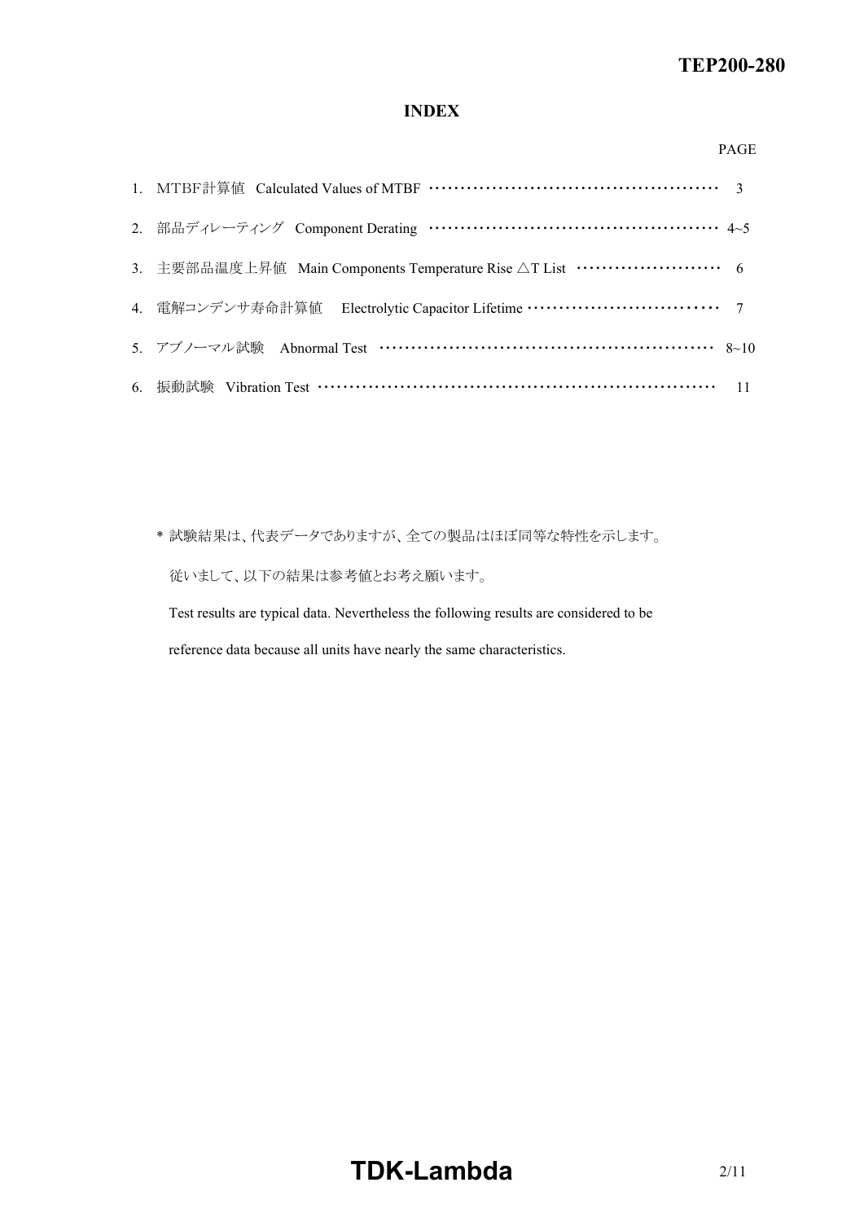## INDEX

| | PAGE |
|---|---|
| 1. MTBF計算値 Calculated Values of MTBF | 3 |
| 2. 部品ディレーティング Component Derating | 4~5 |
| 3. 主要部品温度上昇値 Main Components Temperature Rise △T List | 6 |
| 4. 電解コンデンサ寿命計算値 Electrolytic Capacitor Lifetime | 7 |
| 5. アブノーマル試験 Abnormal Test | 8~10 |
| 6. 振動試験 Vibration Test | 11 |

\* 試験結果は、代表データでありますが、全ての製品はほぼ同等な特性を示します。

従いまして、以下の結果は参考値とお考え願います。

Test results are typical data. Nevertheless the following results are considered to be reference data because all units have nearly the same characteristics.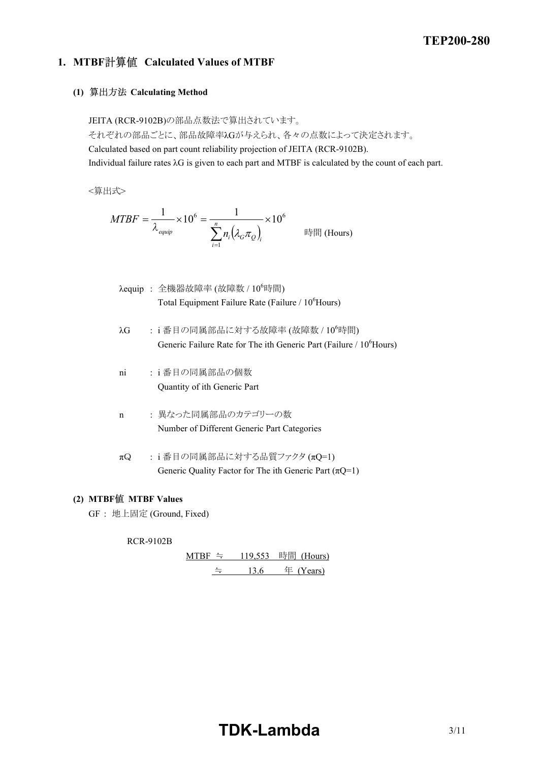## 1. MTBF計算値 Calculated Values of MTBF

### (1) 算出方法 Calculating Method

JEITA (RCR-9102B)の部品点数法で算出されています。
それぞれの部品ごとに、部品故障率λGが与えられ、各々の点数によって決定されます。
Calculated based on part count reliability projection of JEITA (RCR-9102B).
Individual failure rates λG is given to each part and MTBF is calculated by the count of each part.

<算出式>

$$MTBF = \frac{1}{\lambda_{equip}} \times 10^6 = \frac{1}{\sum_{i=1}^{n} n_i \left( \lambda_G \pi_Q \right)_i} \times 10^6 \quad \text{時間 (Hours)}$$

λequip : 全機器故障率 (故障数 / $10^6$時間)
Total Equipment Failure Rate (Failure / $10^6$Hours)

λG : i 番目の同属部品に対する故障率 (故障数 / $10^6$時間)
Generic Failure Rate for The ith Generic Part (Failure / $10^6$Hours)

ni : i 番目の同属部品の個数
Quantity of ith Generic Part

n : 異なった同属部品のカテゴリーの数
Number of Different Generic Part Categories

πQ : i 番目の同属部品に対する品質ファクタ (πQ=1)
Generic Quality Factor for The ith Generic Part (πQ=1)

### (2) MTBF値 MTBF Values

GF : 地上固定 (Ground, Fixed)

RCR-9102B

MTBF ≒ 119,553 時間 (Hours)
≒ 13.6 年 (Years)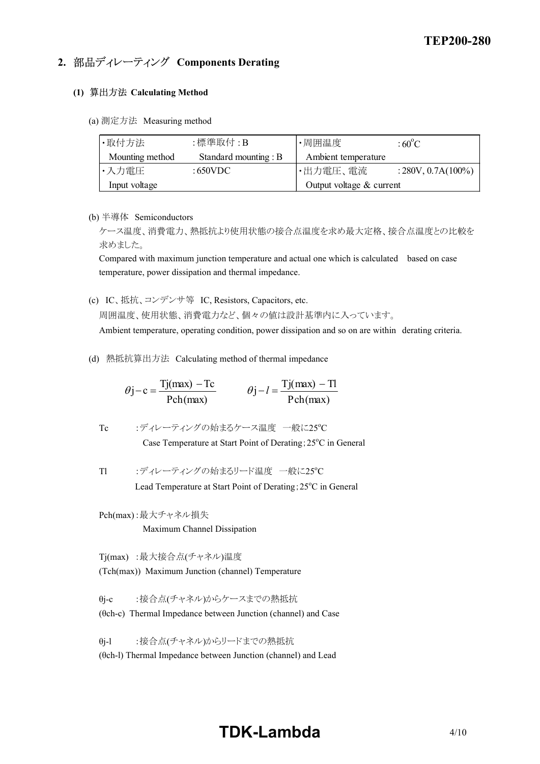## 2. 部品ディレーティング　Components Derating

### (1) 算出方法 Calculating Method

(a) 測定方法　Measuring method

| ・取付方法<br>Mounting method | :標準取付 : B<br>Standard mounting : B | ・周囲温度<br>Ambient temperature | : 60°C |
|---|---|---|---|
| ・入力電圧<br>Input voltage | : 650VDC | ・出力電圧、電流<br>Output voltage & current | : 280V, 0.7A(100%) |

(b) 半導体　Semiconductors

ケース温度、消費電力、熱抵抗より使用状態の接合点温度を求め最大定格、接合点温度との比較を求めました。

Compared with maximum junction temperature and actual one which is calculated　based on case temperature, power dissipation and thermal impedance.

(c) IC、抵抗、コンデンサ等　IC, Resistors, Capacitors, etc.

周囲温度、使用状態、消費電力など、個々の値は設計基準内に入っています。

Ambient temperature, operating condition, power dissipation and so on are within　derating criteria.

(d) 熱抵抗算出方法　Calculating method of thermal impedance

$$\theta j-c = \frac{Tj(max) - Tc}{Pch(max)} \qquad \theta j-l = \frac{Tj(max) - Tl}{Pch(max)}$$

Tc　　:ディレーティングの始まるケース温度　一般に25°C
Case Temperature at Start Point of Derating ; 25°C in General

Tl　　:ディレーティングの始まるリード温度　一般に25°C
Lead Temperature at Start Point of Derating ; 25°C in General

Pch(max) : 最大チャネル損失
Maximum Channel Dissipation

Tj(max)　: 最大接合点(チャネル)温度
(Tch(max))　Maximum Junction (channel) Temperature

θj-c　　: 接合点(チャネル)からケースまでの熱抵抗
(θch-c)　Thermal Impedance between Junction (channel) and Case

θj-l　　: 接合点(チャネル)からリードまでの熱抵抗
(θch-l) Thermal Impedance between Junction (channel) and Lead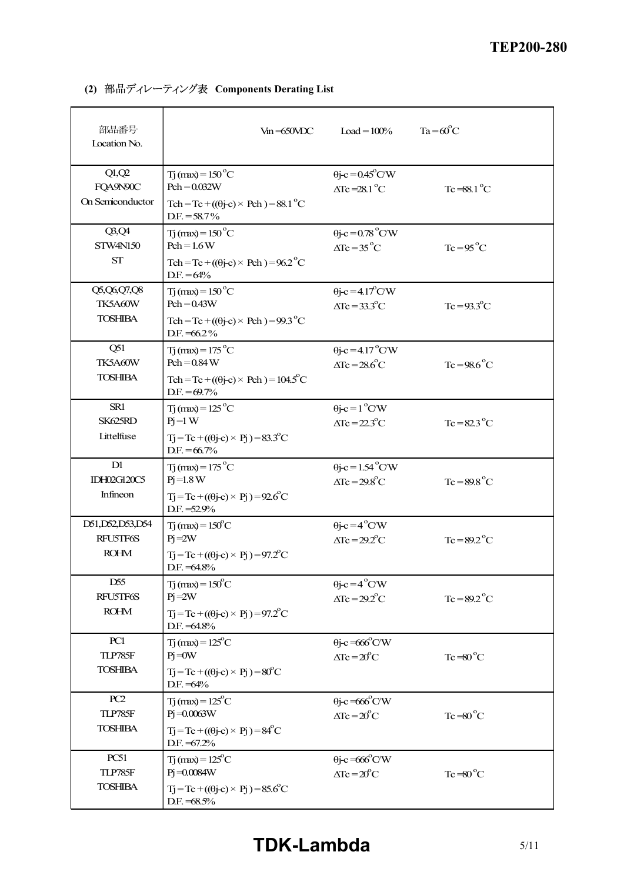**(2)** 部品ディレーティング表 **Components Derating List**

| 部品番号<br>Location No. | Vin = 650VDC | Load = 100% | Ta = 60°C |
|---|---|---|---|
| Q1,Q2<br>FQA9N90C<br>On Semiconductor | Tj (max) = 150 °C<br>Pch = 0.032W<br>Tch = Tc + ((θj-c) × Pch ) = 88.1 °C<br>D.F. = 58.7 % | θj-c = 0.45°C/W<br>ΔTc =28.1 °C | Tc =88.1 °C |
| Q3,Q4<br>STW4N150<br>ST | Tj (max) = 150 °C<br>Pch = 1.6 W<br>Tch = Tc + ((θj-c) × Pch ) = 96.2 °C<br>D.F. = 64% | θj-c = 0.78 °C/W<br>ΔTc = 35 °C | Tc = 95 °C |
| Q5,Q6,Q7,Q8<br>TK5A60W<br>TOSHIBA | Tj (max) = 150 °C<br>Pch = 0.43W<br>Tch = Tc + ((θj-c) × Pch ) = 99.3 °C<br>D.F. =66.2 % | θj-c = 4.17°C/W<br>ΔTc = 33.3°C | Tc = 93.3°C |
| Q51<br>TK5A60W<br>TOSHIBA | Tj (max) = 175 °C<br>Pch = 0.84 W<br>Tch = Tc + ((θj-c) × Pch ) = 104.5°C<br>D.F. = 69.7% | θj-c = 4.17 °C/W<br>ΔTc = 28.6°C | Tc = 98.6 °C |
| SR1<br>SK625RD<br>Littelfuse | Tj (max) = 125 °C<br>Pj =1 W<br>Tj = Tc + ((θj-c) × Pj ) = 83.3°C<br>D.F. = 66.7% | θj-c = 1 °C/W<br>ΔTc = 22.3°C | Tc = 82.3 °C |
| D1<br>IDH02G120C5<br>Infineon | Tj (max) = 175 °C<br>Pj =1.8 W<br>Tj = Tc + ((θj-c) × Pj ) = 92.6°C<br>D.F. =52.9% | θj-c = 1.54 °C/W<br>ΔTc = 29.8°C | Tc = 89.8 °C |
| D51,D52,D53,D54<br>RFU5TF6S<br>ROHM | Tj (max) = 150°C<br>Pj =2W<br>Tj = Tc + ((θj-c) × Pj ) = 97.2°C<br>D.F. =64.8% | θj-c = 4 °C/W<br>ΔTc = 29.2°C | Tc = 89.2 °C |
| D55<br>RFU5TF6S<br>ROHM | Tj (max) = 150°C<br>Pj =2W<br>Tj = Tc + ((θj-c) × Pj ) = 97.2°C<br>D.F. =64.8% | θj-c = 4 °C/W<br>ΔTc = 29.2°C | Tc = 89.2 °C |
| PC1<br>TLP785F<br>TOSHIBA | Tj (max) = 125°C<br>Pj =0W<br>Tj = Tc + ((θj-c) × Pj ) = 80°C<br>D.F. =64% | θj-c =666°C/W<br>ΔTc = 20°C | Tc =80 °C |
| PC2<br>TLP785F<br>TOSHIBA | Tj (max) = 125°C<br>Pj =0.0063W<br>Tj = Tc + ((θj-c) × Pj ) = 84°C<br>D.F. =67.2% | θj-c =666°C/W<br>ΔTc = 20°C | Tc =80 °C |
| PC51<br>TLP785F<br>TOSHIBA | Tj (max) = 125°C<br>Pj =0.0084W<br>Tj = Tc + ((θj-c) × Pj ) = 85.6°C<br>D.F. =68.5% | θj-c =666°C/W<br>ΔTc = 20°C | Tc =80 °C |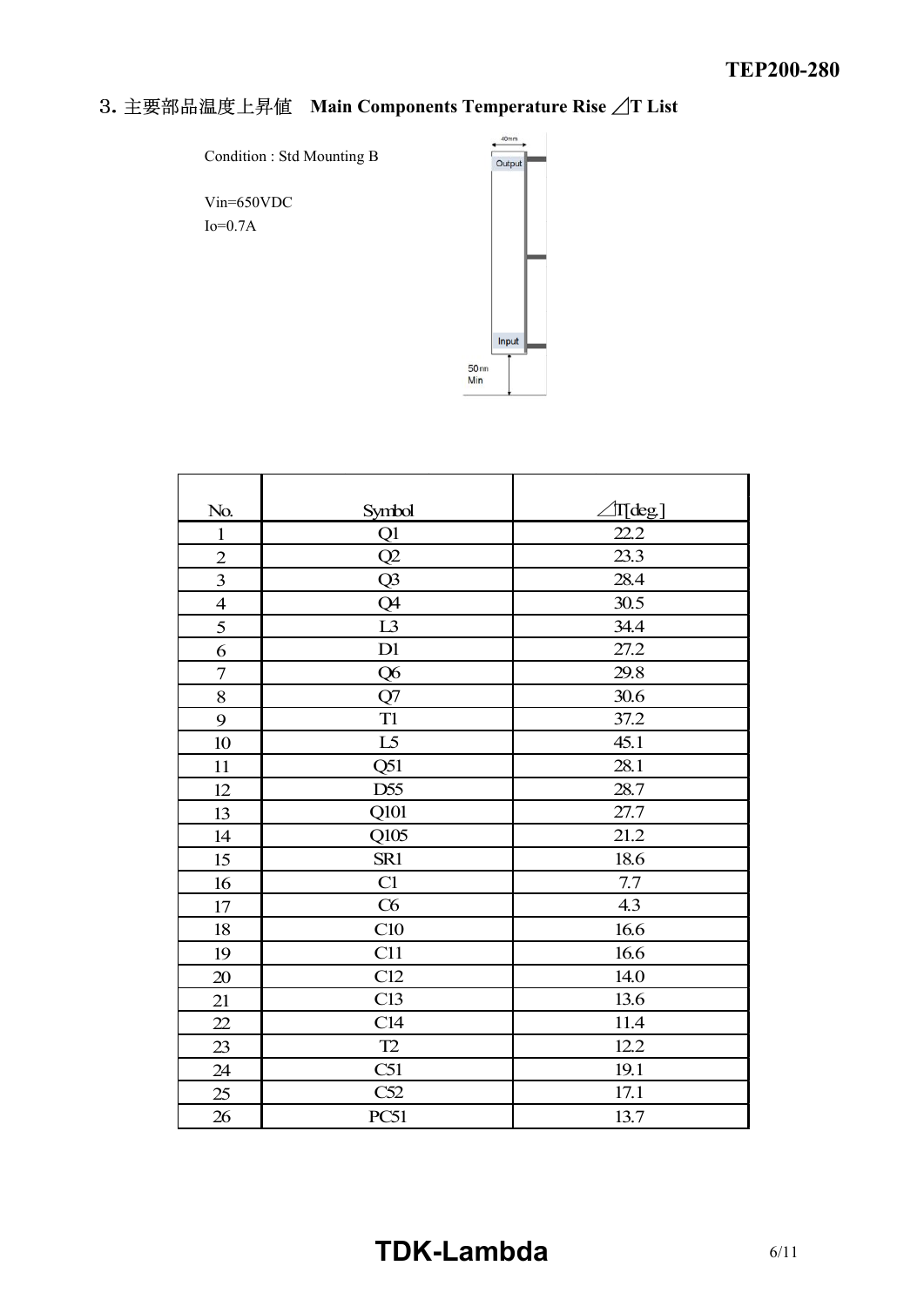## 3. 主要部品温度上昇値　Main Components Temperature Rise ⊿T List

Condition : Std Mounting B

Vin=650VDC
Io=0.7A

| No. | Symbol | ⊿T[deg.] |
|---|---|---|
| 1 | Q1 | 22.2 |
| 2 | Q2 | 23.3 |
| 3 | Q3 | 28.4 |
| 4 | Q4 | 30.5 |
| 5 | L3 | 34.4 |
| 6 | D1 | 27.2 |
| 7 | Q6 | 29.8 |
| 8 | Q7 | 30.6 |
| 9 | T1 | 37.2 |
| 10 | L5 | 45.1 |
| 11 | Q51 | 28.1 |
| 12 | D55 | 28.7 |
| 13 | Q101 | 27.7 |
| 14 | Q105 | 21.2 |
| 15 | SR1 | 18.6 |
| 16 | C1 | 7.7 |
| 17 | C6 | 4.3 |
| 18 | C10 | 16.6 |
| 19 | C11 | 16.6 |
| 20 | C12 | 14.0 |
| 21 | C13 | 13.6 |
| 22 | C14 | 11.4 |
| 23 | T2 | 12.2 |
| 24 | C51 | 19.1 |
| 25 | C52 | 17.1 |
| 26 | PC51 | 13.7 |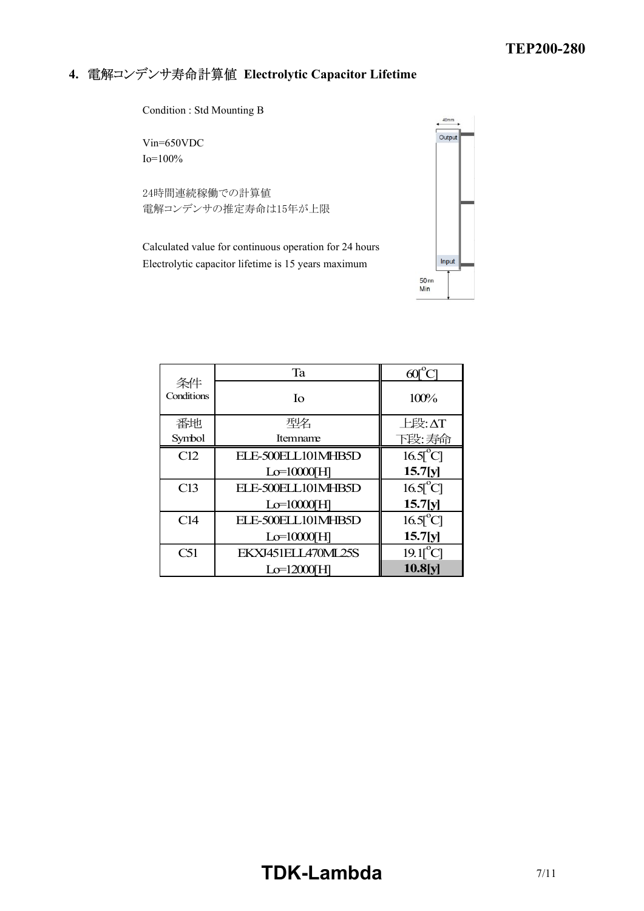## 4. 電解コンデンサ寿命計算値 Electrolytic Capacitor Lifetime

Condition : Std Mounting B

Vin=650VDC
Io=100%

24時間連続稼働での計算値
電解コンデンサの推定寿命は15年が上限

Calculated value for continuous operation for 24 hours
Electrolytic capacitor lifetime is 15 years maximum

40mm
Output
Input
50mm Min

| 条件 Conditions | Ta | 60[°C] |
|---|---|---|
| | Io | 100% |
| 番地 Symbol | 型名 Itemname | 上段:ΔT 下段:寿命 |
| C12 | ELE-500ELL101MHB5D Lo=10000[H] | 16.5[°C] **15.7[y]** |
| C13 | ELE-500ELL101MHB5D Lo=10000[H] | 16.5[°C] **15.7[y]** |
| C14 | ELE-500ELL101MHB5D Lo=10000[H] | 16.5[°C] **15.7[y]** |
| C51 | EKXJ451ELL470ML25S Lo=12000[H] | 19.1[°C] **10.8[y]** |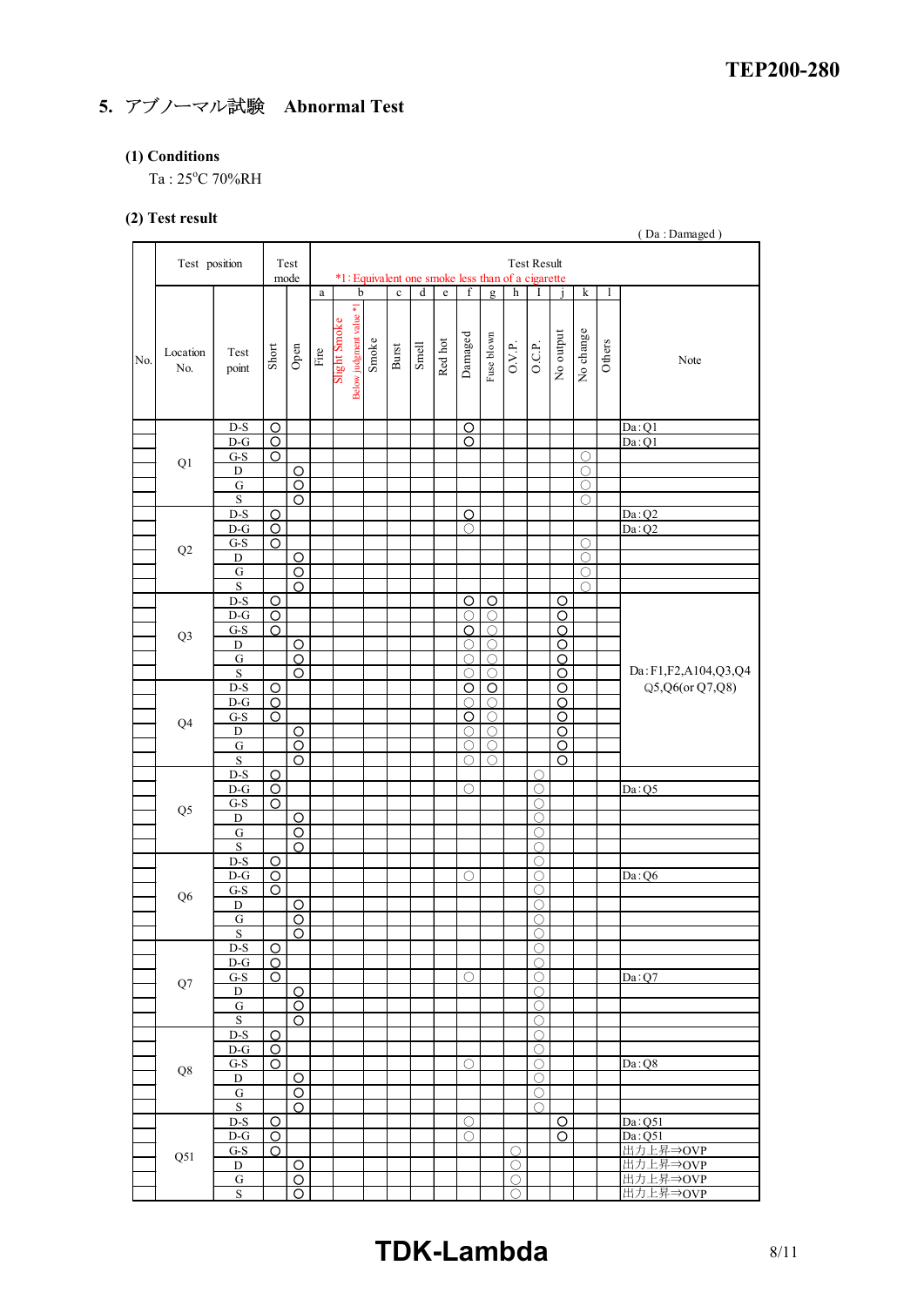# 5. アブノーマル試験　Abnormal Test

### (1) Conditions

Ta : 25°C 70%RH

### (2) Test result

( Da : Damaged )

| No. | Test position | | Test mode | | Test Result *1 : Equivalent one smoke less than of a cigarette | | | | | | | | | | | | | | Note |
|---|---|---|---|---|---|---|---|---|---|---|---|---|---|---|---|---|---|---|---|
| | | | | | a | b | | | c | d | e | f | g | h | I | j | k | l | |
| No. | Location No. | Test point | Short | Open | Fire | Slight Smoke | Below judgment value *1 | Smoke | Burst | Smell | Red hot | Damaged | Fuse blown | O.V.P. | O.C.P. | No output | No change | Others | Note |
| | Q1 | D-S | ○ | | | | | | | | | ○ | | | | | | | Da : Q1 |
| | | D-G | ○ | | | | | | | | | ○ | | | | | | | Da : Q1 |
| | | G-S | ○ | | | | | | | | | | | | | | ○ | | |
| | | D | | ○ | | | | | | | | | | | | | ○ | | |
| | | G | | ○ | | | | | | | | | | | | | ○ | | |
| | | S | | ○ | | | | | | | | | | | | | ○ | | |
| | Q2 | D-S | ○ | | | | | | | | | ○ | | | | | | | Da : Q2 |
| | | D-G | ○ | | | | | | | | | ○ | | | | | | | Da : Q2 |
| | | G-S | ○ | | | | | | | | | | | | | | ○ | | |
| | | D | | ○ | | | | | | | | | | | | | ○ | | |
| | | G | | ○ | | | | | | | | | | | | | ○ | | |
| | | S | | ○ | | | | | | | | | | | | | ○ | | |
| | Q3 | D-S | ○ | | | | | | | | | ○ | ○ | | | ○ | | | |
| | | D-G | ○ | | | | | | | | | ○ | ○ | | | ○ | | | |
| | | G-S | ○ | | | | | | | | | ○ | ○ | | | ○ | | | |
| | | D | | ○ | | | | | | | | ○ | ○ | | | ○ | | | |
| | | G | | ○ | | | | | | | | ○ | ○ | | | ○ | | | |
| | | S | | ○ | | | | | | | | ○ | ○ | | | ○ | | | Da : F1,F2,A104,Q3,Q4 Q5,Q6(or Q7,Q8) |
| | Q4 | D-S | ○ | | | | | | | | | ○ | ○ | | | ○ | | | |
| | | D-G | ○ | | | | | | | | | ○ | ○ | | | ○ | | | |
| | | G-S | ○ | | | | | | | | | ○ | ○ | | | ○ | | | |
| | | D | | ○ | | | | | | | | ○ | ○ | | | ○ | | | |
| | | G | | ○ | | | | | | | | ○ | ○ | | | ○ | | | |
| | | S | | ○ | | | | | | | | ○ | ○ | | | ○ | | | |
| | Q5 | D-S | ○ | | | | | | | | | | | | ○ | | | | |
| | | D-G | ○ | | | | | | | | | ○ | | | ○ | | | | Da : Q5 |
| | | G-S | ○ | | | | | | | | | | | | ○ | | | | |
| | | D | | ○ | | | | | | | | | | | ○ | | | | |
| | | G | | ○ | | | | | | | | | | | ○ | | | | |
| | | S | | ○ | | | | | | | | | | | ○ | | | | |
| | Q6 | D-S | ○ | | | | | | | | | | | | ○ | | | | |
| | | D-G | ○ | | | | | | | | | ○ | | | ○ | | | | Da : Q6 |
| | | G-S | ○ | | | | | | | | | | | | ○ | | | | |
| | | D | | ○ | | | | | | | | | | | ○ | | | | |
| | | G | | ○ | | | | | | | | | | | ○ | | | | |
| | | S | | ○ | | | | | | | | | | | ○ | | | | |
| | Q7 | D-S | ○ | | | | | | | | | | | | ○ | | | | |
| | | D-G | ○ | | | | | | | | | | | | ○ | | | | |
| | | G-S | ○ | | | | | | | | | ○ | | | ○ | | | | Da : Q7 |
| | | D | | ○ | | | | | | | | | | | ○ | | | | |
| | | G | | ○ | | | | | | | | | | | ○ | | | | |
| | | S | | ○ | | | | | | | | | | | ○ | | | | |
| | Q8 | D-S | ○ | | | | | | | | | | | | ○ | | | | |
| | | D-G | ○ | | | | | | | | | | | | ○ | | | | |
| | | G-S | ○ | | | | | | | | | ○ | | | ○ | | | | Da : Q8 |
| | | D | | ○ | | | | | | | | | | | ○ | | | | |
| | | G | | ○ | | | | | | | | | | | ○ | | | | |
| | | S | | ○ | | | | | | | | | | | ○ | | | | |
| | Q51 | D-S | ○ | | | | | | | | | ○ | | | | ○ | | | Da : Q51 |
| | | D-G | ○ | | | | | | | | | ○ | | | | ○ | | | Da : Q51 |
| | | G-S | ○ | | | | | | | | | | | ○ | | | | | 出力上昇⇒OVP |
| | | D | | ○ | | | | | | | | | | ○ | | | | | 出力上昇⇒OVP |
| | | G | | ○ | | | | | | | | | | ○ | | | | | 出力上昇⇒OVP |
| | | S | | ○ | | | | | | | | | | ○ | | | | | 出力上昇⇒OVP |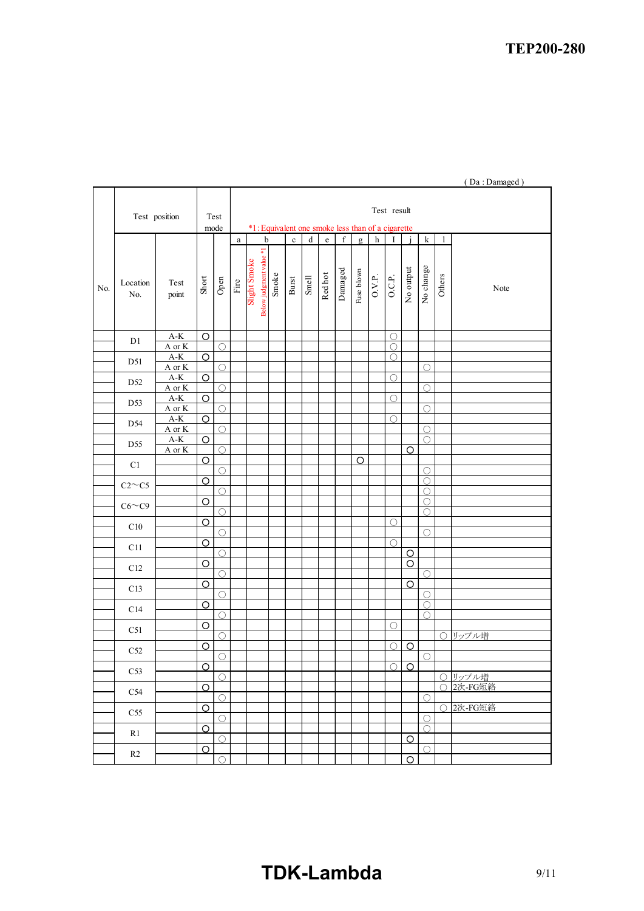( Da : Damaged )

| No. | Test position | | Test mode | | Test result *1: Equivalent one smoke less than of a cigarette | | | | | | | | | | | | | | | Note |
|---|---|---|---|---|---|---|---|---|---|---|---|---|---|---|---|---|---|---|---|---|
| | | | | | a | b | | c | d | e | f | g | h | i | j | k | l | | | |
| | Location No. | Test point | Short | Open | Fire | Slight Smoke (Below judgment value *1) | Smoke | Burst | Smell | Red hot | Damaged | Fuse blown | O.V.P. | O.C.P. | No output | No change | Others | | | |
| | D1 | A-K | ○ | | | | | | | | | | | ○ | | | | | | |
| | | A or K | | ○ | | | | | | | | | | ○ | | | | | | |
| | D51 | A-K | ○ | | | | | | | | | | | ○ | | | | | | |
| | | A or K | | ○ | | | | | | | | | | | | ○ | | | | |
| | D52 | A-K | ○ | | | | | | | | | | | ○ | | | | | | |
| | | A or K | | ○ | | | | | | | | | | | | ○ | | | | |
| | D53 | A-K | ○ | | | | | | | | | | | ○ | | | | | | |
| | | A or K | | ○ | | | | | | | | | | | | ○ | | | | |
| | D54 | A-K | ○ | | | | | | | | | | | ○ | | | | | | |
| | | A or K | | ○ | | | | | | | | | | | | ○ | | | | |
| | D55 | A-K | ○ | | | | | | | | | | | | | ○ | | | | |
| | | A or K | | ○ | | | | | | | | | | | ○ | | | | | |
| | C1 | | ○ | | | | | | | | | ○ | | | | | | | | |
| | | | | ○ | | | | | | | | | | | | ○ | | | | |
| | C2～C5 | | ○ | | | | | | | | | | | | | ○ | | | | |
| | | | | ○ | | | | | | | | | | | | ○ | | | | |
| | C6～C9 | | ○ | | | | | | | | | | | | | ○ | | | | |
| | | | | ○ | | | | | | | | | | | | ○ | | | | |
| | C10 | | ○ | | | | | | | | | | | ○ | | | | | | |
| | | | | ○ | | | | | | | | | | | | ○ | | | | |
| | C11 | | ○ | | | | | | | | | | | ○ | | | | | | |
| | | | | ○ | | | | | | | | | | | ○ | | | | | |
| | C12 | | ○ | | | | | | | | | | | | ○ | | | | | |
| | | | | ○ | | | | | | | | | | | | ○ | | | | |
| | C13 | | ○ | | | | | | | | | | | | ○ | | | | | |
| | | | | ○ | | | | | | | | | | | | ○ | | | | |
| | C14 | | ○ | | | | | | | | | | | | | ○ | | | | |
| | | | | ○ | | | | | | | | | | | | ○ | | | | |
| | C51 | | ○ | | | | | | | | | | | ○ | | | | | | |
| | | | | ○ | | | | | | | | | | | | | ○ | リップル増 | | |
| | C52 | | ○ | | | | | | | | | | | ○ | ○ | | | | | |
| | | | | ○ | | | | | | | | | | | | ○ | | | | |
| | C53 | | ○ | | | | | | | | | | | ○ | ○ | | | | | |
| | | | | ○ | | | | | | | | | | | | | ○ | リップル増 | | |
| | C54 | | ○ | | | | | | | | | | | | | | ○ | 2次-FG短絡 | | |
| | | | | ○ | | | | | | | | | | | | ○ | | | | |
| | C55 | | ○ | | | | | | | | | | | | | | ○ | 2次-FG短絡 | | |
| | | | | ○ | | | | | | | | | | | | ○ | | | | |
| | R1 | | ○ | | | | | | | | | | | | | ○ | | | | |
| | | | | ○ | | | | | | | | | | | ○ | | | | | |
| | R2 | | ○ | | | | | | | | | | | | | ○ | | | | |
| | | | | ○ | | | | | | | | | | | ○ | | | | | |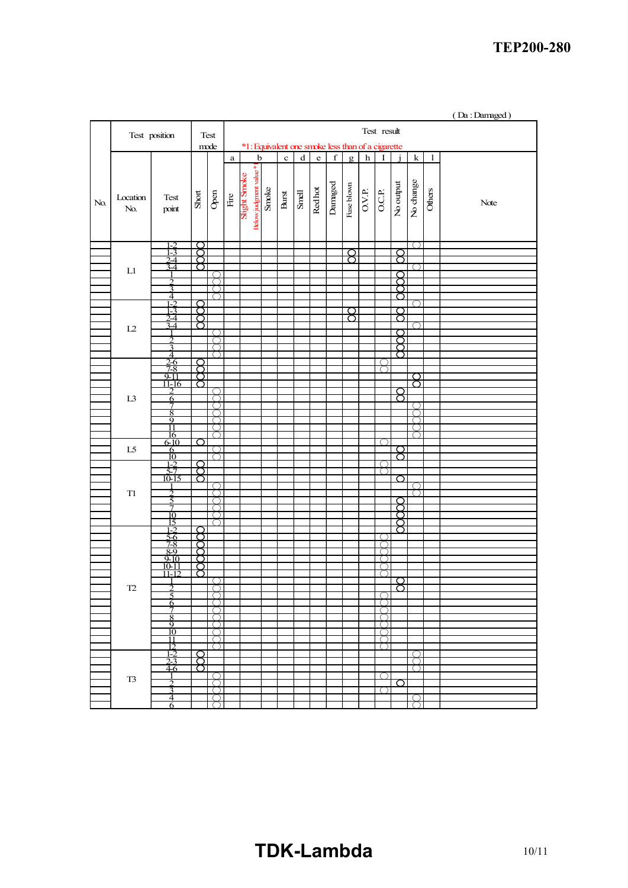( Da : Damaged )

| No. | Location No. | Test point | Test mode: Short | Test mode: Open | a Fire | b Slight Smoke (Below judgment value *1) | b Smoke | c Burst | d Smell | e Red hot | f Damaged | g Fuse blown | h O.V.P. | I O.C.P. | j No output | k No change | l Others | Note |
|---|---|---|---|---|---|---|---|---|---|---|---|---|---|---|---|---|---|---|
| | L1 | 1-2 | ○ | | | | | | | | | | | | | ○ | | |
| | | 1-3 | ○ | | | | | | | | | ○ | | | ○ | | | |
| | | 2-4 | ○ | | | | | | | | | ○ | | | ○ | | | |
| | | 3-4 | ○ | | | | | | | | | | | | | ○ | | |
| | | 1 | | ○ | | | | | | | | | | | ○ | | | |
| | | 2 | | ○ | | | | | | | | | | | ○ | | | |
| | | 3 | | ○ | | | | | | | | | | | ○ | | | |
| | | 4 | | ○ | | | | | | | | | | | ○ | | | |
| | L2 | 1-2 | ○ | | | | | | | | | | | | | ○ | | |
| | | 1-3 | ○ | | | | | | | | | ○ | | | ○ | | | |
| | | 2-4 | ○ | | | | | | | | | ○ | | | ○ | | | |
| | | 3-4 | ○ | | | | | | | | | | | | | ○ | | |
| | | 1 | | ○ | | | | | | | | | | | ○ | | | |
| | | 2 | | ○ | | | | | | | | | | | ○ | | | |
| | | 3 | | ○ | | | | | | | | | | | ○ | | | |
| | | 4 | | ○ | | | | | | | | | | | ○ | | | |
| | L3 | 2-6 | ○ | | | | | | | | | | | ○ | | | | |
| | | 7-8 | ○ | | | | | | | | | | | ○ | | | | |
| | | 9-11 | ○ | | | | | | | | | | | | | ○ | | |
| | | 11-16 | ○ | | | | | | | | | | | | | ○ | | |
| | | 2 | | ○ | | | | | | | | | | | ○ | | | |
| | | 6 | | ○ | | | | | | | | | | | ○ | | | |
| | | 7 | | ○ | | | | | | | | | | | | ○ | | |
| | | 8 | | ○ | | | | | | | | | | | | ○ | | |
| | | 9 | | ○ | | | | | | | | | | | | ○ | | |
| | | 11 | | ○ | | | | | | | | | | | | ○ | | |
| | | 16 | | ○ | | | | | | | | | | | | ○ | | |
| | L5 | 6-10 | ○ | | | | | | | | | | | ○ | | | | |
| | | 6 | | ○ | | | | | | | | | | | ○ | | | |
| | | 10 | | ○ | | | | | | | | | | | ○ | | | |
| | T1 | 1-2 | ○ | | | | | | | | | | | ○ | | | | |
| | | 5-7 | ○ | | | | | | | | | | | ○ | | | | |
| | | 10-15 | ○ | | | | | | | | | | | | ○ | | | |
| | | 1 | | ○ | | | | | | | | | | | | ○ | | |
| | | 2 | | ○ | | | | | | | | | | | | ○ | | |
| | | 5 | | ○ | | | | | | | | | | | ○ | | | |
| | | 7 | | ○ | | | | | | | | | | | ○ | | | |
| | | 10 | | ○ | | | | | | | | | | | ○ | | | |
| | | 15 | | ○ | | | | | | | | | | | ○ | | | |
| | T2 | 1-2 | ○ | | | | | | | | | | | | ○ | | | |
| | | 5-6 | ○ | | | | | | | | | | | ○ | | | | |
| | | 7-8 | ○ | | | | | | | | | | | ○ | | | | |
| | | 8-9 | ○ | | | | | | | | | | | ○ | | | | |
| | | 9-10 | ○ | | | | | | | | | | | ○ | | | | |
| | | 10-11 | ○ | | | | | | | | | | | ○ | | | | |
| | | 11-12 | ○ | | | | | | | | | | | ○ | | | | |
| | | 1 | | ○ | | | | | | | | | | | ○ | | | |
| | | 2 | | ○ | | | | | | | | | | | ○ | | | |
| | | 5 | | ○ | | | | | | | | | | ○ | | | | |
| | | 6 | | ○ | | | | | | | | | | ○ | | | | |
| | | 7 | | ○ | | | | | | | | | | ○ | | | | |
| | | 8 | | ○ | | | | | | | | | | ○ | | | | |
| | | 9 | | ○ | | | | | | | | | | ○ | | | | |
| | | 10 | | ○ | | | | | | | | | | ○ | | | | |
| | | 11 | | ○ | | | | | | | | | | ○ | | | | |
| | | 12 | | ○ | | | | | | | | | | ○ | | | | |
| | T3 | 1-2 | ○ | | | | | | | | | | | | | ○ | | |
| | | 2-3 | ○ | | | | | | | | | | | | | ○ | | |
| | | 4-6 | ○ | | | | | | | | | | | | | ○ | | |
| | | 1 | | ○ | | | | | | | | | | ○ | | | | |
| | | 2 | | ○ | | | | | | | | | | | ○ | | | |
| | | 3 | | ○ | | | | | | | | | | ○ | | | | |
| | | 4 | | ○ | | | | | | | | | | | | ○ | | |
| | | 6 | | ○ | | | | | | | | | | | | ○ | | |

*1: Equivalent one smoke less than of a cigarette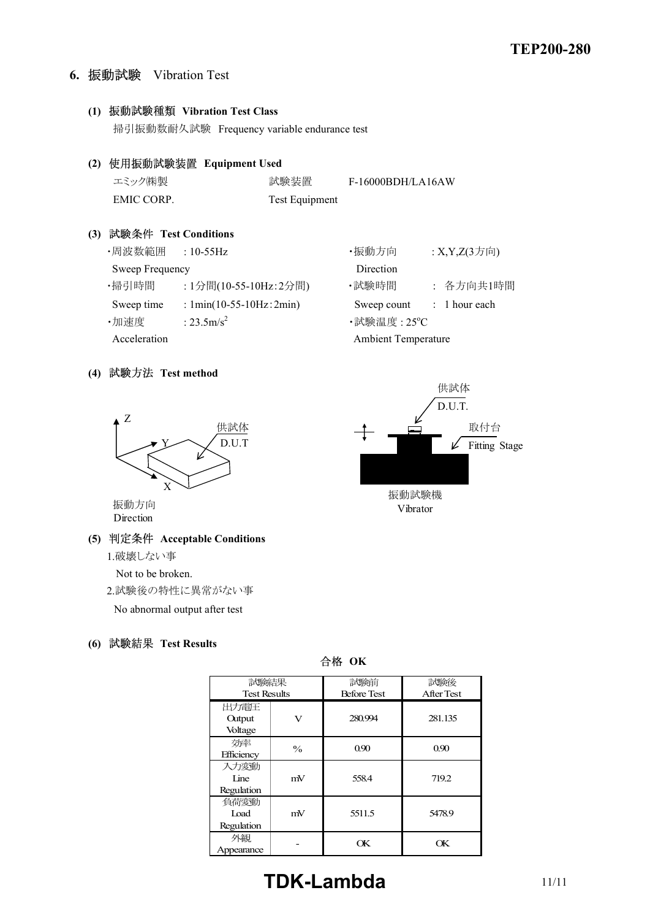## 6. 振動試験 Vibration Test

**(1) 振動試験種類 Vibration Test Class**

掃引振動数耐久試験 Frequency variable endurance test

**(2) 使用振動試験装置 Equipment Used**

| | | |
|---|---|---|
| エミック㈱製 | 試験装置 | F-16000BDH/LA16AW |
| EMIC CORP. | Test Equipment | |

**(3) 試験条件 Test Conditions**

- ・周波数範囲 Sweep Frequency : 10-55Hz
- ・掃引時間 Sweep time : 1分間(10-55-10Hz : 2分間) 1min(10-55-10Hz : 2min)
- ・加速度 Acceleration : $23.5m/s^2$
- ・振動方向 Direction : X,Y,Z(3方向)
- ・試験時間 Sweep count : 各方向共1時間 1 hour each
- ・試験温度 : 25°C Ambient Temperature

**(4) 試験方法 Test method**

Z
Y
X
供試体
D.U.T
振動方向
Direction

供試体
D.U.T.
取付台
Fitting Stage
振動試験機
Vibrator

**(5) 判定条件 Acceptable Conditions**

1.破壊しない事

Not to be broken.

2.試験後の特性に異常がない事

No abnormal output after test

**(6) 試験結果 Test Results**

合格 **OK**

| 試験結果 Test Results | | 試験前 Before Test | 試験後 After Test |
|---|---|---|---|
| 出力電圧 Output Voltage | V | 280.994 | 281.135 |
| 効率 Efficiency | % | 0.90 | 0.90 |
| 入力変動 Line Regulation | mV | 558.4 | 719.2 |
| 負荷変動 Load Regulation | mV | 5511.5 | 5478.9 |
| 外観 Appearance | - | OK | OK |